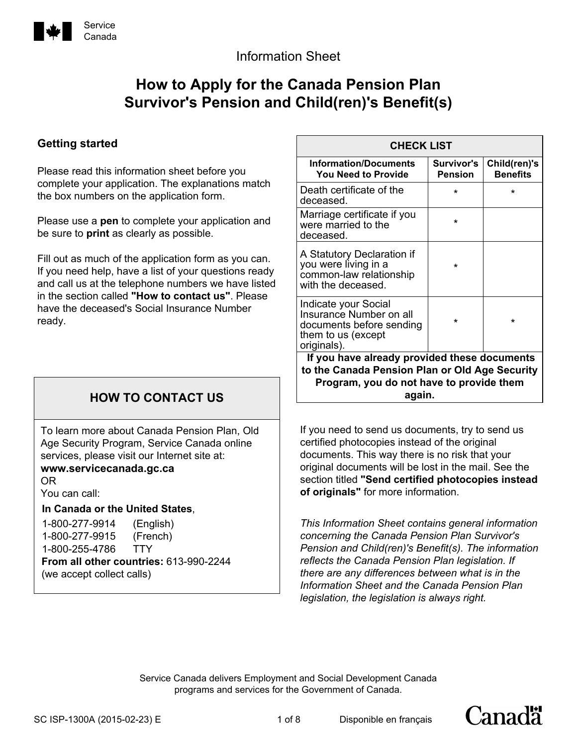Service Canada

Information Sheet

# How to Apply for the Canada Pension Plan Survivor's Pension and Child(ren)'s Benefit(s)

## Getting started

Please read this information sheet before you complete your application. The explanations match the box numbers on the application form.

Please use a **pen** to complete your application and be sure to **print** as clearly as possible.

Fill out as much of the application form as you can. If you need help, have a list of your questions ready and call us at the telephone numbers we have listed in the section called **"How to contact us"**. Please have the deceased's Social Insurance Number ready.

| CHECK LIST | | |
|---|---|---|
| **Information/Documents You Need to Provide** | **Survivor's Pension** | **Child(ren)'s Benefits** |
| Death certificate of the deceased. | * | * |
| Marriage certificate if you were married to the deceased. | * | |
| A Statutory Declaration if you were living in a common-law relationship with the deceased. | * | |
| Indicate your Social Insurance Number on all documents before sending them to us (except originals). | * | * |
| **If you have already provided these documents to the Canada Pension Plan or Old Age Security Program, you do not have to provide them again.** | | |

If you need to send us documents, try to send us certified photocopies instead of the original documents. This way there is no risk that your original documents will be lost in the mail. See the section titled **"Send certified photocopies instead of originals"** for more information.

*This Information Sheet contains general information concerning the Canada Pension Plan Survivor's Pension and Child(ren)'s Benefit(s). The information reflects the Canada Pension Plan legislation. If there are any differences between what is in the Information Sheet and the Canada Pension Plan legislation, the legislation is always right.*

## HOW TO CONTACT US

To learn more about Canada Pension Plan, Old Age Security Program, Service Canada online services, please visit our Internet site at:
**www.servicecanada.gc.ca**
OR
You can call:

**In Canada or the United States**,
1-800-277-9914 (English)
1-800-277-9915 (French)
1-800-255-4786 TTY
**From all other countries:** 613-990-2244
(we accept collect calls)

Service Canada delivers Employment and Social Development Canada programs and services for the Government of Canada.

SC ISP-1300A (2015-02-23) E

Disponible en français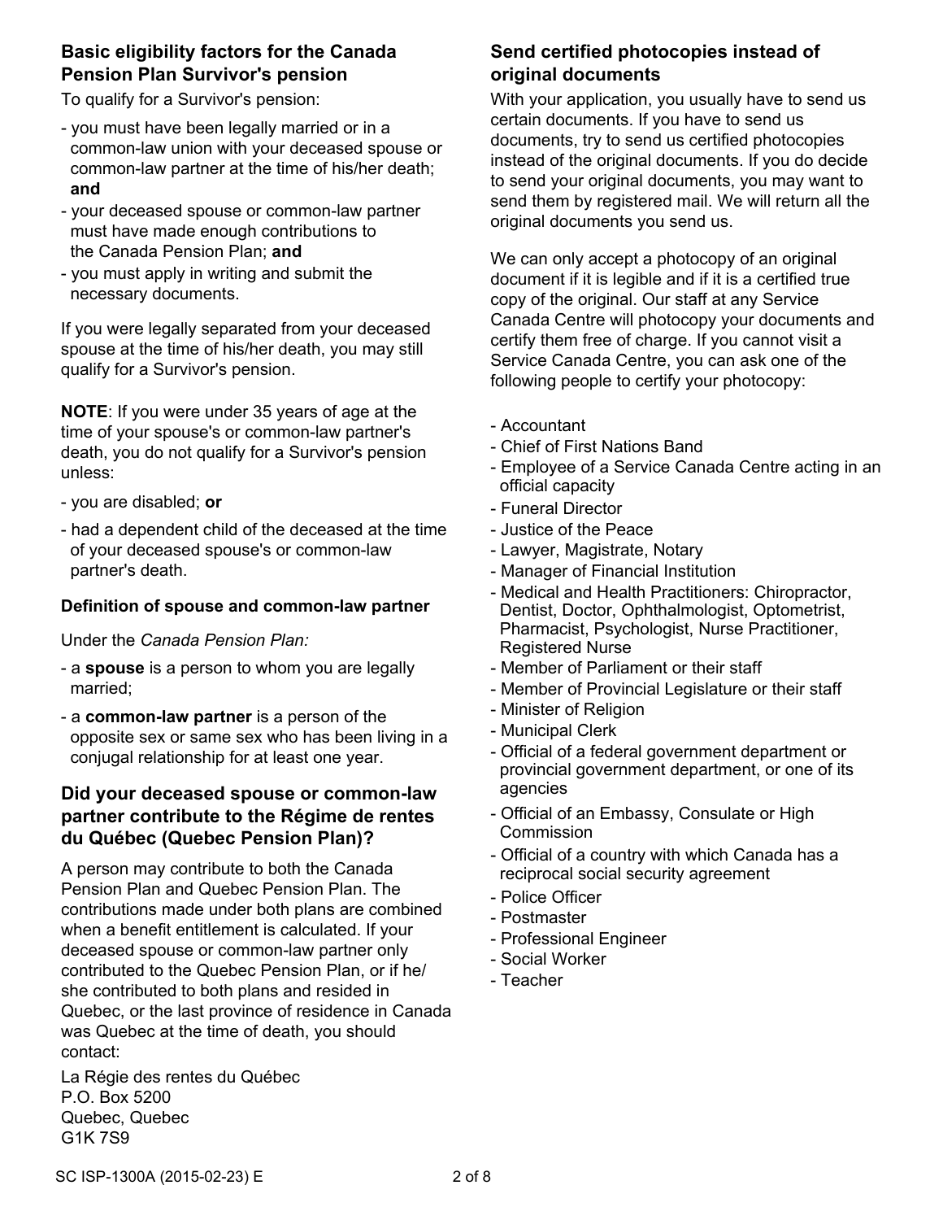## Basic eligibility factors for the Canada Pension Plan Survivor's pension

To qualify for a Survivor's pension:

- you must have been legally married or in a common-law union with your deceased spouse or common-law partner at the time of his/her death; **and**
- your deceased spouse or common-law partner must have made enough contributions to the Canada Pension Plan; **and**
- you must apply in writing and submit the necessary documents.

If you were legally separated from your deceased spouse at the time of his/her death, you may still qualify for a Survivor's pension.

**NOTE**: If you were under 35 years of age at the time of your spouse's or common-law partner's death, you do not qualify for a Survivor's pension unless:

- you are disabled; **or**
- had a dependent child of the deceased at the time of your deceased spouse's or common-law partner's death.

### Definition of spouse and common-law partner

Under the *Canada Pension Plan:*

- a **spouse** is a person to whom you are legally married;
- a **common-law partner** is a person of the opposite sex or same sex who has been living in a conjugal relationship for at least one year.

## Did your deceased spouse or common-law partner contribute to the Régime de rentes du Québec (Quebec Pension Plan)?

A person may contribute to both the Canada Pension Plan and Quebec Pension Plan. The contributions made under both plans are combined when a benefit entitlement is calculated. If your deceased spouse or common-law partner only contributed to the Quebec Pension Plan, or if he/she contributed to both plans and resided in Quebec, or the last province of residence in Canada was Quebec at the time of death, you should contact:

La Régie des rentes du Québec
P.O. Box 5200
Quebec, Quebec
G1K 7S9

## Send certified photocopies instead of original documents

With your application, you usually have to send us certain documents. If you have to send us documents, try to send us certified photocopies instead of the original documents. If you do decide to send your original documents, you may want to send them by registered mail. We will return all the original documents you send us.

We can only accept a photocopy of an original document if it is legible and if it is a certified true copy of the original. Our staff at any Service Canada Centre will photocopy your documents and certify them free of charge. If you cannot visit a Service Canada Centre, you can ask one of the following people to certify your photocopy:

- Accountant
- Chief of First Nations Band
- Employee of a Service Canada Centre acting in an official capacity
- Funeral Director
- Justice of the Peace
- Lawyer, Magistrate, Notary
- Manager of Financial Institution
- Medical and Health Practitioners: Chiropractor, Dentist, Doctor, Ophthalmologist, Optometrist, Pharmacist, Psychologist, Nurse Practitioner, Registered Nurse
- Member of Parliament or their staff
- Member of Provincial Legislature or their staff
- Minister of Religion
- Municipal Clerk
- Official of a federal government department or provincial government department, or one of its agencies
- Official of an Embassy, Consulate or High Commission
- Official of a country with which Canada has a reciprocal social security agreement
- Police Officer
- Postmaster
- Professional Engineer
- Social Worker
- Teacher

SC ISP-1300A (2015-02-23) E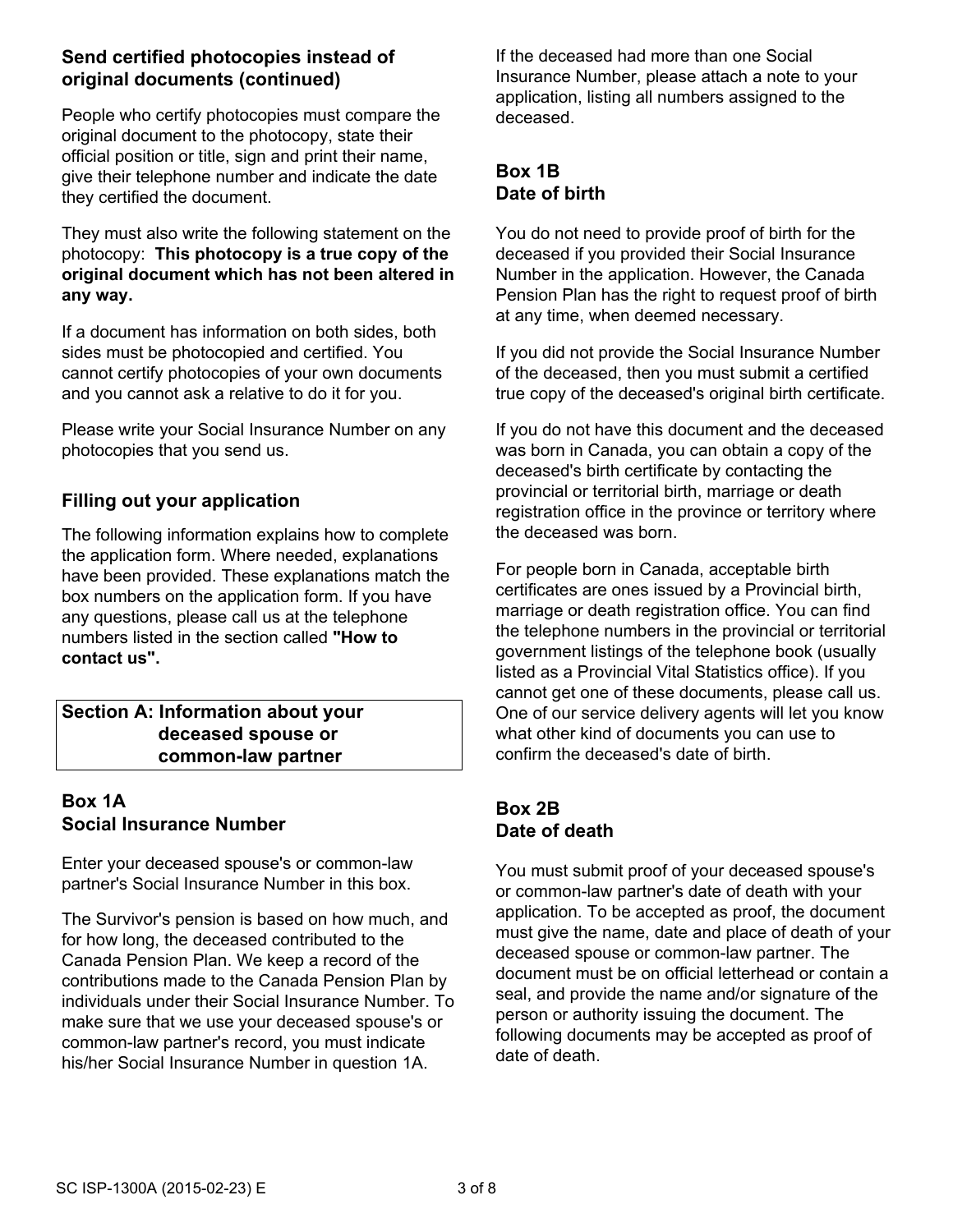### Send certified photocopies instead of original documents (continued)

People who certify photocopies must compare the original document to the photocopy, state their official position or title, sign and print their name, give their telephone number and indicate the date they certified the document.

They must also write the following statement on the photocopy: **This photocopy is a true copy of the original document which has not been altered in any way.**

If a document has information on both sides, both sides must be photocopied and certified. You cannot certify photocopies of your own documents and you cannot ask a relative to do it for you.

Please write your Social Insurance Number on any photocopies that you send us.

### Filling out your application

The following information explains how to complete the application form. Where needed, explanations have been provided. These explanations match the box numbers on the application form. If you have any questions, please call us at the telephone numbers listed in the section called **"How to contact us".**

## Section A: Information about your deceased spouse or common-law partner

### Box 1A Social Insurance Number

Enter your deceased spouse's or common-law partner's Social Insurance Number in this box.

The Survivor's pension is based on how much, and for how long, the deceased contributed to the Canada Pension Plan. We keep a record of the contributions made to the Canada Pension Plan by individuals under their Social Insurance Number. To make sure that we use your deceased spouse's or common-law partner's record, you must indicate his/her Social Insurance Number in question 1A.

If the deceased had more than one Social Insurance Number, please attach a note to your application, listing all numbers assigned to the deceased.

### Box 1B Date of birth

You do not need to provide proof of birth for the deceased if you provided their Social Insurance Number in the application. However, the Canada Pension Plan has the right to request proof of birth at any time, when deemed necessary.

If you did not provide the Social Insurance Number of the deceased, then you must submit a certified true copy of the deceased's original birth certificate.

If you do not have this document and the deceased was born in Canada, you can obtain a copy of the deceased's birth certificate by contacting the provincial or territorial birth, marriage or death registration office in the province or territory where the deceased was born.

For people born in Canada, acceptable birth certificates are ones issued by a Provincial birth, marriage or death registration office. You can find the telephone numbers in the provincial or territorial government listings of the telephone book (usually listed as a Provincial Vital Statistics office). If you cannot get one of these documents, please call us. One of our service delivery agents will let you know what other kind of documents you can use to confirm the deceased's date of birth.

### Box 2B Date of death

You must submit proof of your deceased spouse's or common-law partner's date of death with your application. To be accepted as proof, the document must give the name, date and place of death of your deceased spouse or common-law partner. The document must be on official letterhead or contain a seal, and provide the name and/or signature of the person or authority issuing the document. The following documents may be accepted as proof of date of death.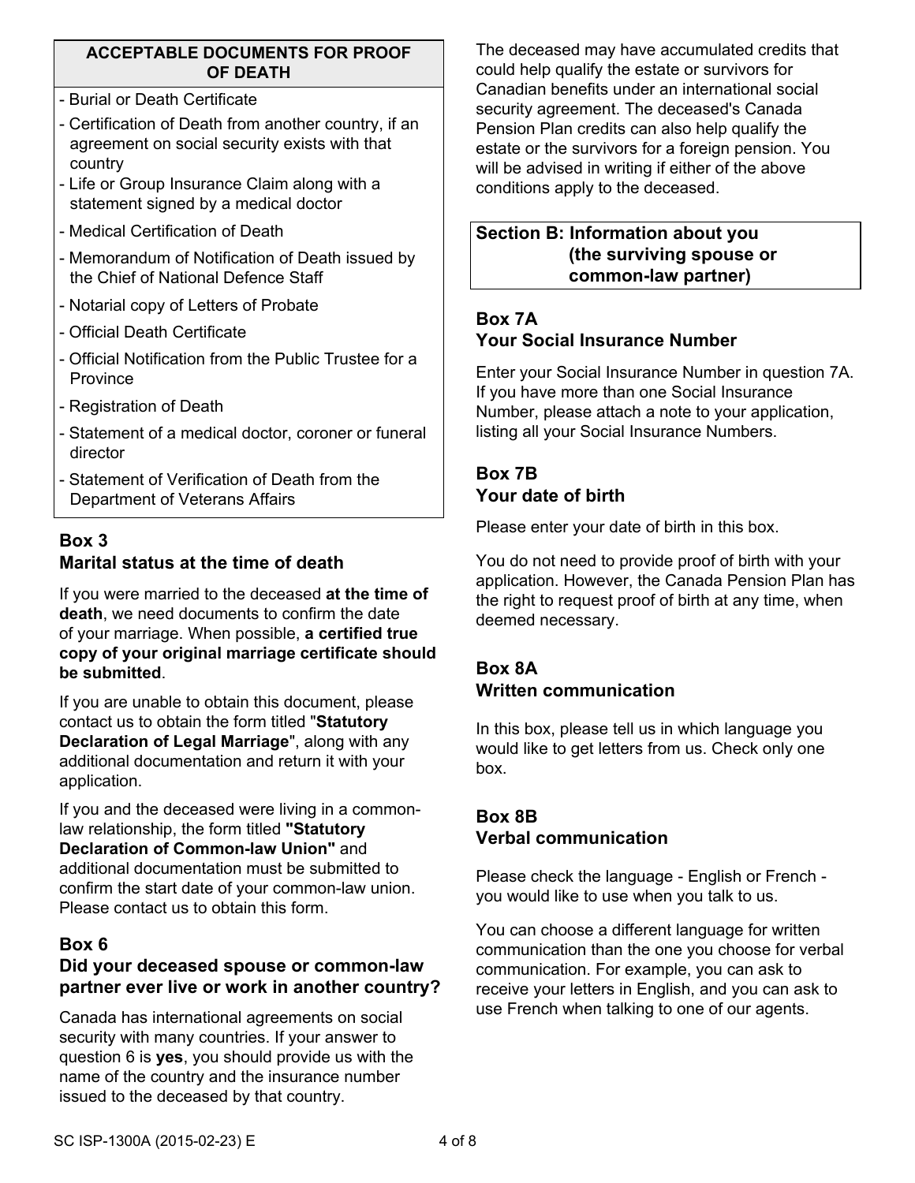**ACCEPTABLE DOCUMENTS FOR PROOF OF DEATH**

- Burial or Death Certificate
- Certification of Death from another country, if an agreement on social security exists with that country
- Life or Group Insurance Claim along with a statement signed by a medical doctor
- Medical Certification of Death
- Memorandum of Notification of Death issued by the Chief of National Defence Staff
- Notarial copy of Letters of Probate
- Official Death Certificate
- Official Notification from the Public Trustee for a Province
- Registration of Death
- Statement of a medical doctor, coroner or funeral director
- Statement of Verification of Death from the Department of Veterans Affairs

### Box 3
### Marital status at the time of death

If you were married to the deceased **at the time of death**, we need documents to confirm the date of your marriage. When possible, **a certified true copy of your original marriage certificate should be submitted**.

If you are unable to obtain this document, please contact us to obtain the form titled "**Statutory Declaration of Legal Marriage**", along with any additional documentation and return it with your application.

If you and the deceased were living in a common-law relationship, the form titled **"Statutory Declaration of Common-law Union"** and additional documentation must be submitted to confirm the start date of your common-law union. Please contact us to obtain this form.

### Box 6
### Did your deceased spouse or common-law partner ever live or work in another country?

Canada has international agreements on social security with many countries. If your answer to question 6 is **yes**, you should provide us with the name of the country and the insurance number issued to the deceased by that country.

The deceased may have accumulated credits that could help qualify the estate or survivors for Canadian benefits under an international social security agreement. The deceased's Canada Pension Plan credits can also help qualify the estate or the survivors for a foreign pension. You will be advised in writing if either of the above conditions apply to the deceased.

## Section B: Information about you (the surviving spouse or common-law partner)

### Box 7A
### Your Social Insurance Number

Enter your Social Insurance Number in question 7A. If you have more than one Social Insurance Number, please attach a note to your application, listing all your Social Insurance Numbers.

### Box 7B
### Your date of birth

Please enter your date of birth in this box.

You do not need to provide proof of birth with your application. However, the Canada Pension Plan has the right to request proof of birth at any time, when deemed necessary.

### Box 8A
### Written communication

In this box, please tell us in which language you would like to get letters from us. Check only one box.

### Box 8B
### Verbal communication

Please check the language - English or French - you would like to use when you talk to us.

You can choose a different language for written communication than the one you choose for verbal communication. For example, you can ask to receive your letters in English, and you can ask to use French when talking to one of our agents.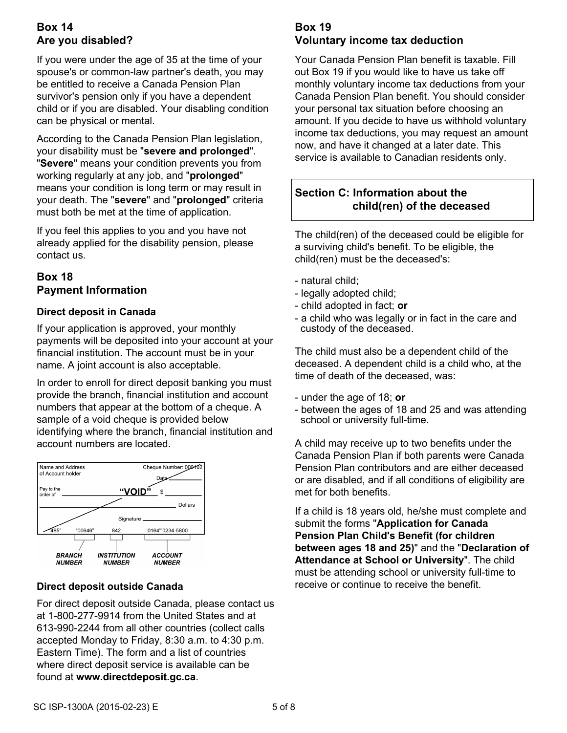## Box 14
## Are you disabled?

If you were under the age of 35 at the time of your spouse's or common-law partner's death, you may be entitled to receive a Canada Pension Plan survivor's pension only if you have a dependent child or if you are disabled. Your disabling condition can be physical or mental.

According to the Canada Pension Plan legislation, your disability must be "**severe and prolonged**". "**Severe**" means your condition prevents you from working regularly at any job, and "**prolonged**" means your condition is long term or may result in your death. The "**severe**" and "**prolonged**" criteria must both be met at the time of application.

If you feel this applies to you and you have not already applied for the disability pension, please contact us.

## Box 18
## Payment Information

### Direct deposit in Canada

If your application is approved, your monthly payments will be deposited into your account at your financial institution. The account must be in your name. A joint account is also acceptable.

In order to enroll for direct deposit banking you must provide the branch, financial institution and account numbers that appear at the bottom of a cheque. A sample of a void cheque is provided below identifying where the branch, financial institution and account numbers are located.

Name and Address of Account holder — Cheque Number: 000102 — Date — Pay to the order of — "VOID" — $ — Dollars — Signature

485" "00646" 842 :0164"'0234-5800

*BRANCH NUMBER* — *INSTITUTION NUMBER* — *ACCOUNT NUMBER*

### Direct deposit outside Canada

For direct deposit outside Canada, please contact us at 1-800-277-9914 from the United States and at 613-990-2244 from all other countries (collect calls accepted Monday to Friday, 8:30 a.m. to 4:30 p.m. Eastern Time). The form and a list of countries where direct deposit service is available can be found at **www.directdeposit.gc.ca**.

## Box 19
## Voluntary income tax deduction

Your Canada Pension Plan benefit is taxable. Fill out Box 19 if you would like to have us take off monthly voluntary income tax deductions from your Canada Pension Plan benefit. You should consider your personal tax situation before choosing an amount. If you decide to have us withhold voluntary income tax deductions, you may request an amount now, and have it changed at a later date. This service is available to Canadian residents only.

## Section C: Information about the child(ren) of the deceased

The child(ren) of the deceased could be eligible for a surviving child's benefit. To be eligible, the child(ren) must be the deceased's:

- natural child;
- legally adopted child;
- child adopted in fact; **or**
- a child who was legally or in fact in the care and custody of the deceased.

The child must also be a dependent child of the deceased. A dependent child is a child who, at the time of death of the deceased, was:

- under the age of 18; **or**
- between the ages of 18 and 25 and was attending school or university full-time.

A child may receive up to two benefits under the Canada Pension Plan if both parents were Canada Pension Plan contributors and are either deceased or are disabled, and if all conditions of eligibility are met for both benefits.

If a child is 18 years old, he/she must complete and submit the forms "**Application for Canada Pension Plan Child's Benefit (for children between ages 18 and 25)**" and the "**Declaration of Attendance at School or University**". The child must be attending school or university full-time to receive or continue to receive the benefit.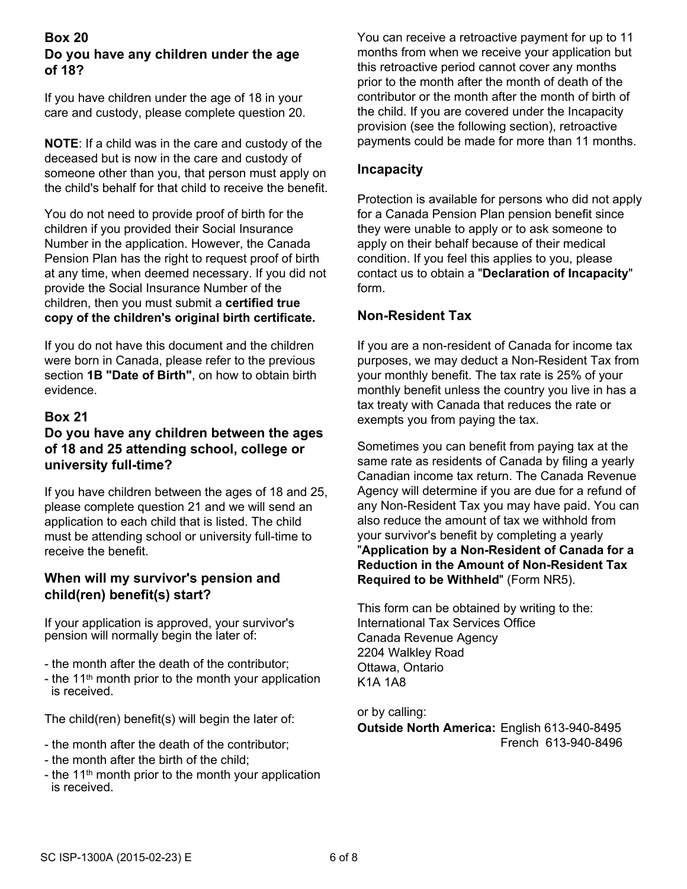### Box 20
### Do you have any children under the age of 18?

If you have children under the age of 18 in your care and custody, please complete question 20.

**NOTE**: If a child was in the care and custody of the deceased but is now in the care and custody of someone other than you, that person must apply on the child's behalf for that child to receive the benefit.

You do not need to provide proof of birth for the children if you provided their Social Insurance Number in the application. However, the Canada Pension Plan has the right to request proof of birth at any time, when deemed necessary. If you did not provide the Social Insurance Number of the children, then you must submit a **certified true copy of the children's original birth certificate.**

If you do not have this document and the children were born in Canada, please refer to the previous section **1B "Date of Birth"**, on how to obtain birth evidence.

### Box 21
### Do you have any children between the ages of 18 and 25 attending school, college or university full-time?

If you have children between the ages of 18 and 25, please complete question 21 and we will send an application to each child that is listed. The child must be attending school or university full-time to receive the benefit.

### When will my survivor's pension and child(ren) benefit(s) start?

If your application is approved, your survivor's pension will normally begin the later of:

- the month after the death of the contributor;
- the 11th month prior to the month your application is received.

The child(ren) benefit(s) will begin the later of:

- the month after the death of the contributor;
- the month after the birth of the child;
- the 11th month prior to the month your application is received.

You can receive a retroactive payment for up to 11 months from when we receive your application but this retroactive period cannot cover any months prior to the month after the month of death of the contributor or the month after the month of birth of the child. If you are covered under the Incapacity provision (see the following section), retroactive payments could be made for more than 11 months.

### Incapacity

Protection is available for persons who did not apply for a Canada Pension Plan pension benefit since they were unable to apply or to ask someone to apply on their behalf because of their medical condition. If you feel this applies to you, please contact us to obtain a "**Declaration of Incapacity**" form.

### Non-Resident Tax

If you are a non-resident of Canada for income tax purposes, we may deduct a Non-Resident Tax from your monthly benefit. The tax rate is 25% of your monthly benefit unless the country you live in has a tax treaty with Canada that reduces the rate or exempts you from paying the tax.

Sometimes you can benefit from paying tax at the same rate as residents of Canada by filing a yearly Canadian income tax return. The Canada Revenue Agency will determine if you are due for a refund of any Non-Resident Tax you may have paid. You can also reduce the amount of tax we withhold from your survivor's benefit by completing a yearly "**Application by a Non-Resident of Canada for a Reduction in the Amount of Non-Resident Tax Required to be Withheld**" (Form NR5).

This form can be obtained by writing to the:
International Tax Services Office
Canada Revenue Agency
2204 Walkley Road
Ottawa, Ontario
K1A 1A8

or by calling:
**Outside North America:** English 613-940-8495
French 613-940-8496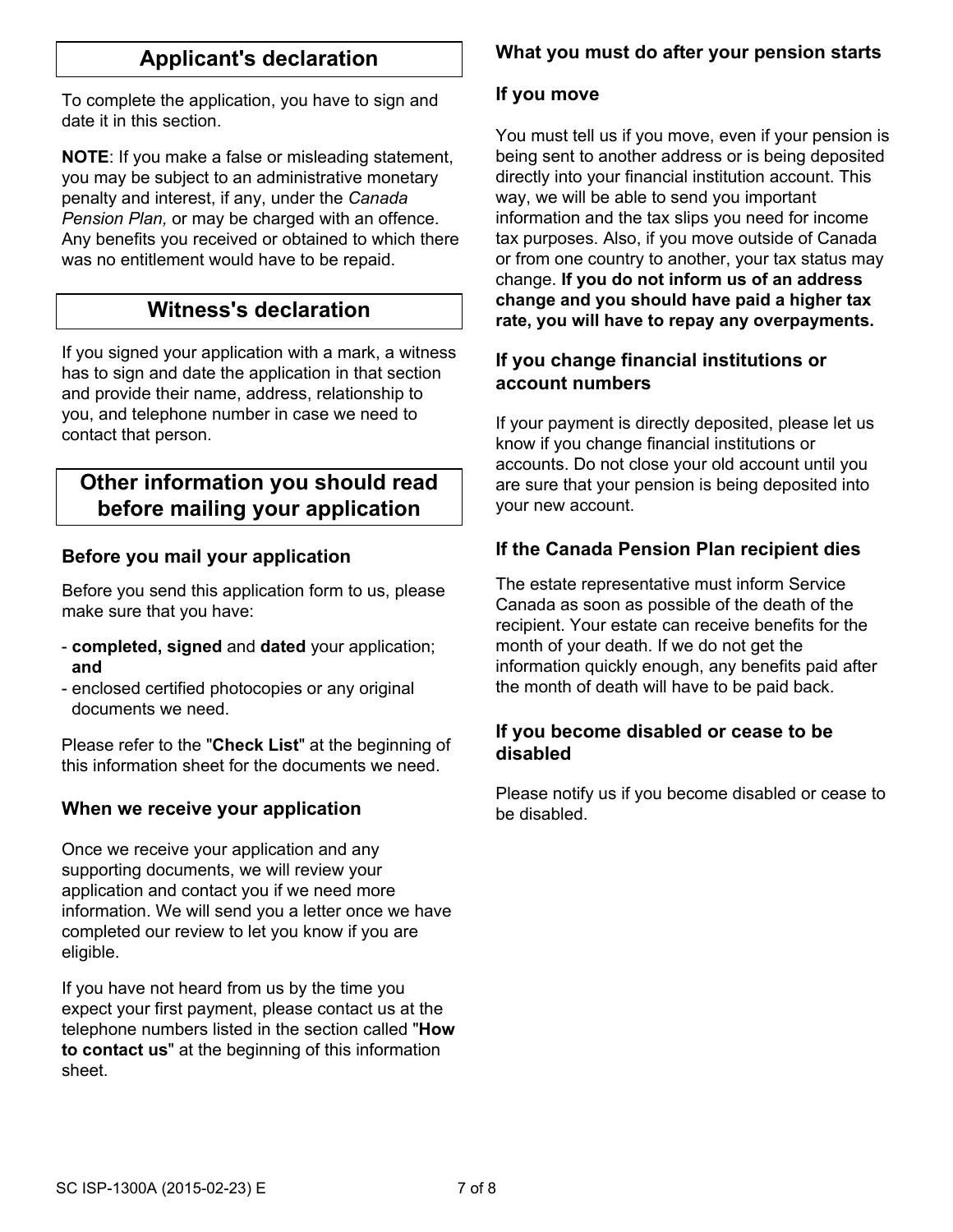## Applicant's declaration

To complete the application, you have to sign and date it in this section.

**NOTE**: If you make a false or misleading statement, you may be subject to an administrative monetary penalty and interest, if any, under the *Canada Pension Plan,* or may be charged with an offence. Any benefits you received or obtained to which there was no entitlement would have to be repaid.

## Witness's declaration

If you signed your application with a mark, a witness has to sign and date the application in that section and provide their name, address, relationship to you, and telephone number in case we need to contact that person.

## Other information you should read before mailing your application

### Before you mail your application

Before you send this application form to us, please make sure that you have:

- **completed, signed** and **dated** your application; **and**
- enclosed certified photocopies or any original documents we need.

Please refer to the "**Check List**" at the beginning of this information sheet for the documents we need.

### When we receive your application

Once we receive your application and any supporting documents, we will review your application and contact you if we need more information. We will send you a letter once we have completed our review to let you know if you are eligible.

If you have not heard from us by the time you expect your first payment, please contact us at the telephone numbers listed in the section called "**How to contact us**" at the beginning of this information sheet.

### What you must do after your pension starts

### If you move

You must tell us if you move, even if your pension is being sent to another address or is being deposited directly into your financial institution account. This way, we will be able to send you important information and the tax slips you need for income tax purposes. Also, if you move outside of Canada or from one country to another, your tax status may change. **If you do not inform us of an address change and you should have paid a higher tax rate, you will have to repay any overpayments.**

### If you change financial institutions or account numbers

If your payment is directly deposited, please let us know if you change financial institutions or accounts. Do not close your old account until you are sure that your pension is being deposited into your new account.

### If the Canada Pension Plan recipient dies

The estate representative must inform Service Canada as soon as possible of the death of the recipient. Your estate can receive benefits for the month of your death. If we do not get the information quickly enough, any benefits paid after the month of death will have to be paid back.

### If you become disabled or cease to be disabled

Please notify us if you become disabled or cease to be disabled.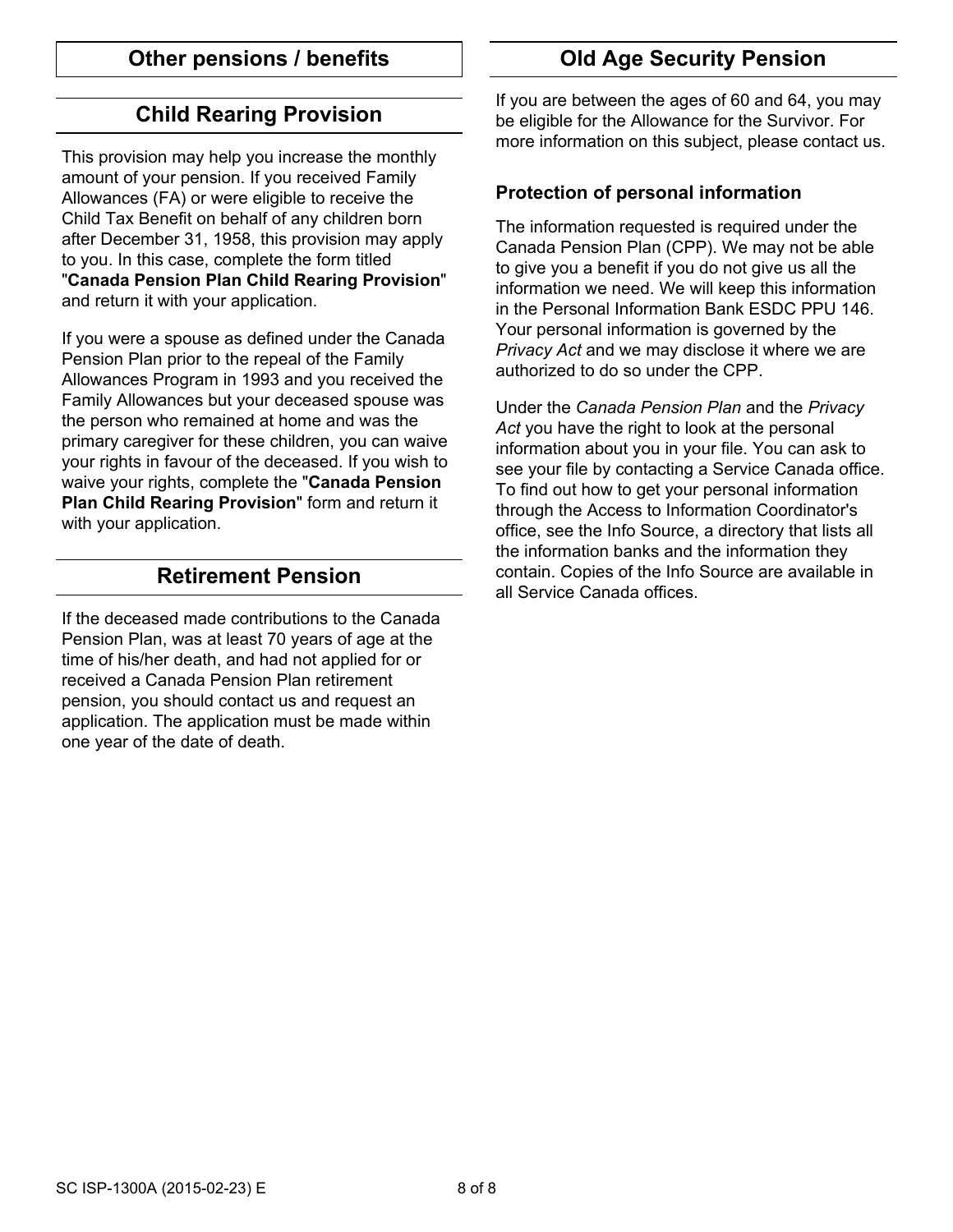## Other pensions / benefits

### Child Rearing Provision

This provision may help you increase the monthly amount of your pension. If you received Family Allowances (FA) or were eligible to receive the Child Tax Benefit on behalf of any children born after December 31, 1958, this provision may apply to you. In this case, complete the form titled "**Canada Pension Plan Child Rearing Provision**" and return it with your application.

If you were a spouse as defined under the Canada Pension Plan prior to the repeal of the Family Allowances Program in 1993 and you received the Family Allowances but your deceased spouse was the person who remained at home and was the primary caregiver for these children, you can waive your rights in favour of the deceased. If you wish to waive your rights, complete the "**Canada Pension Plan Child Rearing Provision**" form and return it with your application.

### Retirement Pension

If the deceased made contributions to the Canada Pension Plan, was at least 70 years of age at the time of his/her death, and had not applied for or received a Canada Pension Plan retirement pension, you should contact us and request an application. The application must be made within one year of the date of death.

### Old Age Security Pension

If you are between the ages of 60 and 64, you may be eligible for the Allowance for the Survivor. For more information on this subject, please contact us.

#### Protection of personal information

The information requested is required under the Canada Pension Plan (CPP). We may not be able to give you a benefit if you do not give us all the information we need. We will keep this information in the Personal Information Bank ESDC PPU 146. Your personal information is governed by the *Privacy Act* and we may disclose it where we are authorized to do so under the CPP.

Under the *Canada Pension Plan* and the *Privacy Act* you have the right to look at the personal information about you in your file. You can ask to see your file by contacting a Service Canada office. To find out how to get your personal information through the Access to Information Coordinator's office, see the Info Source, a directory that lists all the information banks and the information they contain. Copies of the Info Source are available in all Service Canada offices.

SC ISP-1300A (2015-02-23) E